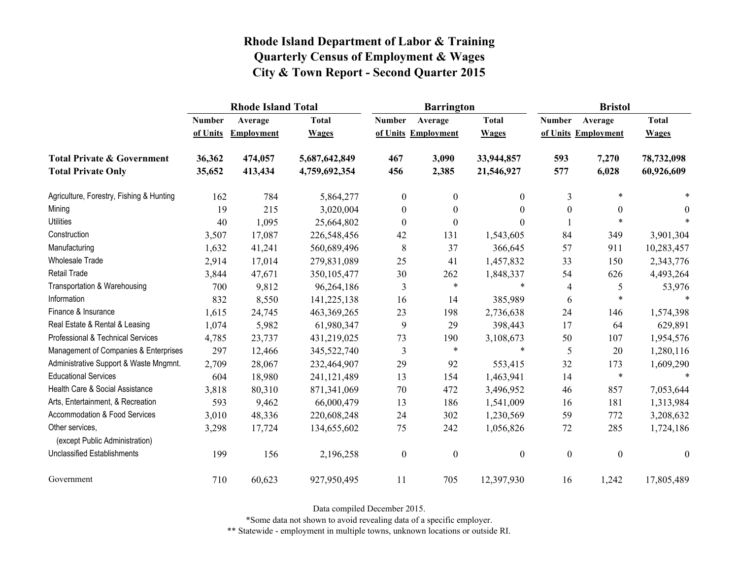# Rhode Island Department of Labor & Training
## Quarterly Census of Employment & Wages
## City & Town Report - Second Quarter 2015

| | Rhode Island Total | | | Barrington | | | Bristol | | |
|---|---|---|---|---|---|---|---|---|---|
| | Number of Units | Average Employment | Total Wages | Number of Units | Average Employment | Total Wages | Number of Units | Average Employment | Total Wages |
| **Total Private & Government** | **36,362** | **474,057** | **5,687,642,849** | **467** | **3,090** | **33,944,857** | **593** | **7,270** | **78,732,098** |
| **Total Private Only** | **35,652** | **413,434** | **4,759,692,354** | **456** | **2,385** | **21,546,927** | **577** | **6,028** | **60,926,609** |
| Agriculture, Forestry, Fishing & Hunting | 162 | 784 | 5,864,277 | 0 | 0 | 0 | 3 | * | * |
| Mining | 19 | 215 | 3,020,004 | 0 | 0 | 0 | 0 | 0 | 0 |
| Utilities | 40 | 1,095 | 25,664,802 | 0 | 0 | 0 | 1 | * | * |
| Construction | 3,507 | 17,087 | 226,548,456 | 42 | 131 | 1,543,605 | 84 | 349 | 3,901,304 |
| Manufacturing | 1,632 | 41,241 | 560,689,496 | 8 | 37 | 366,645 | 57 | 911 | 10,283,457 |
| Wholesale Trade | 2,914 | 17,014 | 279,831,089 | 25 | 41 | 1,457,832 | 33 | 150 | 2,343,776 |
| Retail Trade | 3,844 | 47,671 | 350,105,477 | 30 | 262 | 1,848,337 | 54 | 626 | 4,493,264 |
| Transportation & Warehousing | 700 | 9,812 | 96,264,186 | 3 | * | * | 4 | 5 | 53,976 |
| Information | 832 | 8,550 | 141,225,138 | 16 | 14 | 385,989 | 6 | * | * |
| Finance & Insurance | 1,615 | 24,745 | 463,369,265 | 23 | 198 | 2,736,638 | 24 | 146 | 1,574,398 |
| Real Estate & Rental & Leasing | 1,074 | 5,982 | 61,980,347 | 9 | 29 | 398,443 | 17 | 64 | 629,891 |
| Professional & Technical Services | 4,785 | 23,737 | 431,219,025 | 73 | 190 | 3,108,673 | 50 | 107 | 1,954,576 |
| Management of Companies & Enterprises | 297 | 12,466 | 345,522,740 | 3 | * | * | 5 | 20 | 1,280,116 |
| Administrative Support & Waste Mngmnt. | 2,709 | 28,067 | 232,464,907 | 29 | 92 | 553,415 | 32 | 173 | 1,609,290 |
| Educational Services | 604 | 18,980 | 241,121,489 | 13 | 154 | 1,463,941 | 14 | * | * |
| Health Care & Social Assistance | 3,818 | 80,310 | 871,341,069 | 70 | 472 | 3,496,952 | 46 | 857 | 7,053,644 |
| Arts, Entertainment, & Recreation | 593 | 9,462 | 66,000,479 | 13 | 186 | 1,541,009 | 16 | 181 | 1,313,984 |
| Accommodation & Food Services | 3,010 | 48,336 | 220,608,248 | 24 | 302 | 1,230,569 | 59 | 772 | 3,208,632 |
| Other services, (except Public Administration) | 3,298 | 17,724 | 134,655,602 | 75 | 242 | 1,056,826 | 72 | 285 | 1,724,186 |
| Unclassified Establishments | 199 | 156 | 2,196,258 | 0 | 0 | 0 | 0 | 0 | 0 |
| Government | 710 | 60,623 | 927,950,495 | 11 | 705 | 12,397,930 | 16 | 1,242 | 17,805,489 |

Data compiled December 2015.

*Some data not shown to avoid revealing data of a specific employer.

** Statewide - employment in multiple towns, unknown locations or outside RI.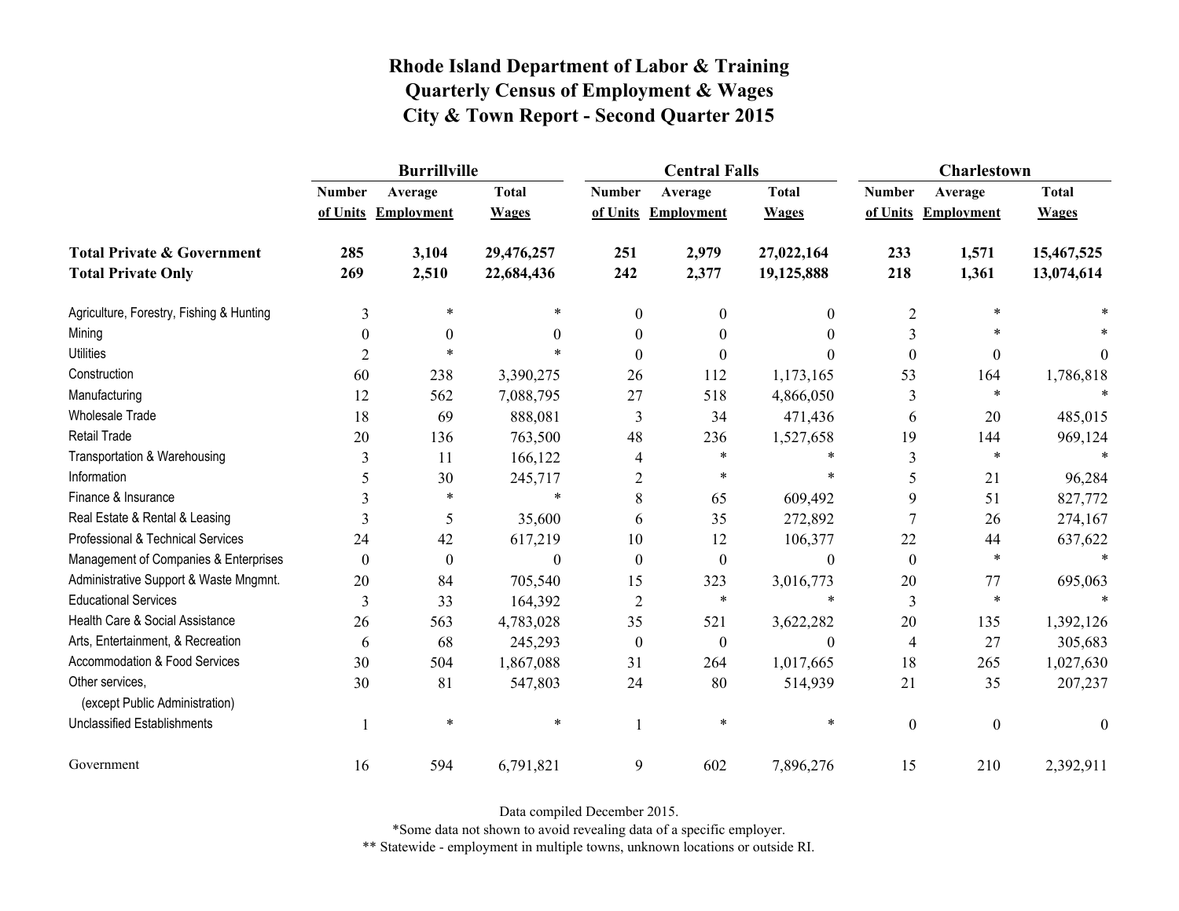# Rhode Island Department of Labor & Training
# Quarterly Census of Employment & Wages
# City & Town Report - Second Quarter 2015

| | Burrillville | | | Central Falls | | | Charlestown | | |
|---|---|---|---|---|---|---|---|---|---|
| | Number of Units | Average Employment | Total Wages | Number of Units | Average Employment | Total Wages | Number of Units | Average Employment | Total Wages |
| **Total Private & Government** | **285** | **3,104** | **29,476,257** | **251** | **2,979** | **27,022,164** | **233** | **1,571** | **15,467,525** |
| **Total Private Only** | **269** | **2,510** | **22,684,436** | **242** | **2,377** | **19,125,888** | **218** | **1,361** | **13,074,614** |
| Agriculture, Forestry, Fishing & Hunting | 3 | * | * | 0 | 0 | 0 | 2 | * | * |
| Mining | 0 | 0 | 0 | 0 | 0 | 0 | 3 | * | * |
| Utilities | 2 | * | * | 0 | 0 | 0 | 0 | 0 | 0 |
| Construction | 60 | 238 | 3,390,275 | 26 | 112 | 1,173,165 | 53 | 164 | 1,786,818 |
| Manufacturing | 12 | 562 | 7,088,795 | 27 | 518 | 4,866,050 | 3 | * | * |
| Wholesale Trade | 18 | 69 | 888,081 | 3 | 34 | 471,436 | 6 | 20 | 485,015 |
| Retail Trade | 20 | 136 | 763,500 | 48 | 236 | 1,527,658 | 19 | 144 | 969,124 |
| Transportation & Warehousing | 3 | 11 | 166,122 | 4 | * | * | 3 | * | * |
| Information | 5 | 30 | 245,717 | 2 | * | * | 5 | 21 | 96,284 |
| Finance & Insurance | 3 | * | * | 8 | 65 | 609,492 | 9 | 51 | 827,772 |
| Real Estate & Rental & Leasing | 3 | 5 | 35,600 | 6 | 35 | 272,892 | 7 | 26 | 274,167 |
| Professional & Technical Services | 24 | 42 | 617,219 | 10 | 12 | 106,377 | 22 | 44 | 637,622 |
| Management of Companies & Enterprises | 0 | 0 | 0 | 0 | 0 | 0 | 0 | * | * |
| Administrative Support & Waste Mngmnt. | 20 | 84 | 705,540 | 15 | 323 | 3,016,773 | 20 | 77 | 695,063 |
| Educational Services | 3 | 33 | 164,392 | 2 | * | * | 3 | * | * |
| Health Care & Social Assistance | 26 | 563 | 4,783,028 | 35 | 521 | 3,622,282 | 20 | 135 | 1,392,126 |
| Arts, Entertainment, & Recreation | 6 | 68 | 245,293 | 0 | 0 | 0 | 4 | 27 | 305,683 |
| Accommodation & Food Services | 30 | 504 | 1,867,088 | 31 | 264 | 1,017,665 | 18 | 265 | 1,027,630 |
| Other services, (except Public Administration) | 30 | 81 | 547,803 | 24 | 80 | 514,939 | 21 | 35 | 207,237 |
| Unclassified Establishments | 1 | * | * | 1 | * | * | 0 | 0 | 0 |
| Government | 16 | 594 | 6,791,821 | 9 | 602 | 7,896,276 | 15 | 210 | 2,392,911 |

Data compiled December 2015.

*Some data not shown to avoid revealing data of a specific employer.

** Statewide - employment in multiple towns, unknown locations or outside RI.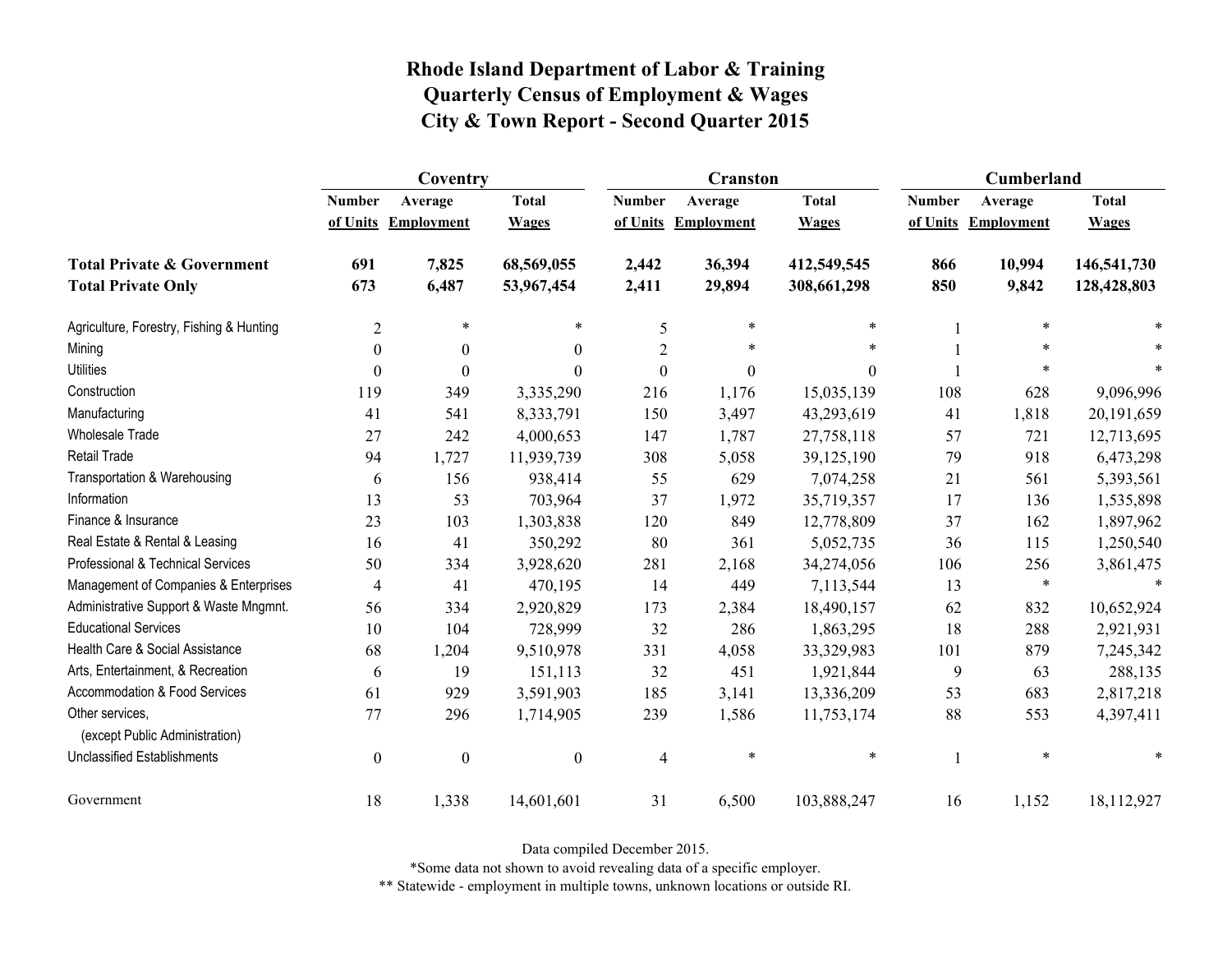# Rhode Island Department of Labor & Training
## Quarterly Census of Employment & Wages
## City & Town Report - Second Quarter 2015

| | Coventry | | | Cranston | | | Cumberland | | |
|---|---|---|---|---|---|---|---|---|---|
| | Number of Units | Average Employment | Total Wages | Number of Units | Average Employment | Total Wages | Number of Units | Average Employment | Total Wages |
| **Total Private & Government** | **691** | **7,825** | **68,569,055** | **2,442** | **36,394** | **412,549,545** | **866** | **10,994** | **146,541,730** |
| **Total Private Only** | **673** | **6,487** | **53,967,454** | **2,411** | **29,894** | **308,661,298** | **850** | **9,842** | **128,428,803** |
| Agriculture, Forestry, Fishing & Hunting | 2 | * | * | 5 | * | * | 1 | * | * |
| Mining | 0 | 0 | 0 | 2 | * | * | 1 | * | * |
| Utilities | 0 | 0 | 0 | 0 | 0 | 0 | 1 | * | * |
| Construction | 119 | 349 | 3,335,290 | 216 | 1,176 | 15,035,139 | 108 | 628 | 9,096,996 |
| Manufacturing | 41 | 541 | 8,333,791 | 150 | 3,497 | 43,293,619 | 41 | 1,818 | 20,191,659 |
| Wholesale Trade | 27 | 242 | 4,000,653 | 147 | 1,787 | 27,758,118 | 57 | 721 | 12,713,695 |
| Retail Trade | 94 | 1,727 | 11,939,739 | 308 | 5,058 | 39,125,190 | 79 | 918 | 6,473,298 |
| Transportation & Warehousing | 6 | 156 | 938,414 | 55 | 629 | 7,074,258 | 21 | 561 | 5,393,561 |
| Information | 13 | 53 | 703,964 | 37 | 1,972 | 35,719,357 | 17 | 136 | 1,535,898 |
| Finance & Insurance | 23 | 103 | 1,303,838 | 120 | 849 | 12,778,809 | 37 | 162 | 1,897,962 |
| Real Estate & Rental & Leasing | 16 | 41 | 350,292 | 80 | 361 | 5,052,735 | 36 | 115 | 1,250,540 |
| Professional & Technical Services | 50 | 334 | 3,928,620 | 281 | 2,168 | 34,274,056 | 106 | 256 | 3,861,475 |
| Management of Companies & Enterprises | 4 | 41 | 470,195 | 14 | 449 | 7,113,544 | 13 | * | * |
| Administrative Support & Waste Mngmnt. | 56 | 334 | 2,920,829 | 173 | 2,384 | 18,490,157 | 62 | 832 | 10,652,924 |
| Educational Services | 10 | 104 | 728,999 | 32 | 286 | 1,863,295 | 18 | 288 | 2,921,931 |
| Health Care & Social Assistance | 68 | 1,204 | 9,510,978 | 331 | 4,058 | 33,329,983 | 101 | 879 | 7,245,342 |
| Arts, Entertainment, & Recreation | 6 | 19 | 151,113 | 32 | 451 | 1,921,844 | 9 | 63 | 288,135 |
| Accommodation & Food Services | 61 | 929 | 3,591,903 | 185 | 3,141 | 13,336,209 | 53 | 683 | 2,817,218 |
| Other services, (except Public Administration) | 77 | 296 | 1,714,905 | 239 | 1,586 | 11,753,174 | 88 | 553 | 4,397,411 |
| Unclassified Establishments | 0 | 0 | 0 | 4 | * | * | 1 | * | * |
| Government | 18 | 1,338 | 14,601,601 | 31 | 6,500 | 103,888,247 | 16 | 1,152 | 18,112,927 |

Data compiled December 2015.

*Some data not shown to avoid revealing data of a specific employer.

** Statewide - employment in multiple towns, unknown locations or outside RI.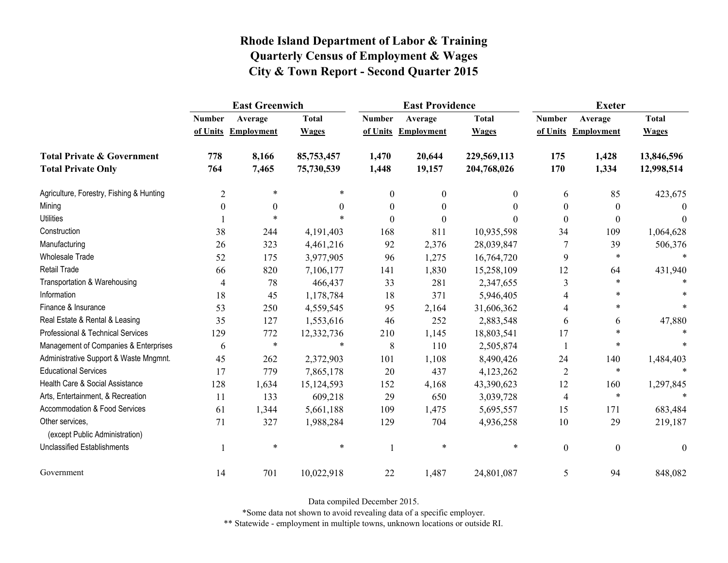# Rhode Island Department of Labor & Training
# Quarterly Census of Employment & Wages
# City & Town Report - Second Quarter 2015

| | East Greenwich | | | East Providence | | | Exeter | | |
|---|---|---|---|---|---|---|---|---|---|
| | Number of Units | Average Employment | Total Wages | Number of Units | Average Employment | Total Wages | Number of Units | Average Employment | Total Wages |
| **Total Private & Government** | **778** | **8,166** | **85,753,457** | **1,470** | **20,644** | **229,569,113** | **175** | **1,428** | **13,846,596** |
| **Total Private Only** | **764** | **7,465** | **75,730,539** | **1,448** | **19,157** | **204,768,026** | **170** | **1,334** | **12,998,514** |
| Agriculture, Forestry, Fishing & Hunting | 2 | * | * | 0 | 0 | 0 | 6 | 85 | 423,675 |
| Mining | 0 | 0 | 0 | 0 | 0 | 0 | 0 | 0 | 0 |
| Utilities | 1 | * | * | 0 | 0 | 0 | 0 | 0 | 0 |
| Construction | 38 | 244 | 4,191,403 | 168 | 811 | 10,935,598 | 34 | 109 | 1,064,628 |
| Manufacturing | 26 | 323 | 4,461,216 | 92 | 2,376 | 28,039,847 | 7 | 39 | 506,376 |
| Wholesale Trade | 52 | 175 | 3,977,905 | 96 | 1,275 | 16,764,720 | 9 | * | * |
| Retail Trade | 66 | 820 | 7,106,177 | 141 | 1,830 | 15,258,109 | 12 | 64 | 431,940 |
| Transportation & Warehousing | 4 | 78 | 466,437 | 33 | 281 | 2,347,655 | 3 | * | * |
| Information | 18 | 45 | 1,178,784 | 18 | 371 | 5,946,405 | 4 | * | * |
| Finance & Insurance | 53 | 250 | 4,559,545 | 95 | 2,164 | 31,606,362 | 4 | * | * |
| Real Estate & Rental & Leasing | 35 | 127 | 1,553,616 | 46 | 252 | 2,883,548 | 6 | 6 | 47,880 |
| Professional & Technical Services | 129 | 772 | 12,332,736 | 210 | 1,145 | 18,803,541 | 17 | * | * |
| Management of Companies & Enterprises | 6 | * | * | 8 | 110 | 2,505,874 | 1 | * | * |
| Administrative Support & Waste Mngmnt. | 45 | 262 | 2,372,903 | 101 | 1,108 | 8,490,426 | 24 | 140 | 1,484,403 |
| Educational Services | 17 | 779 | 7,865,178 | 20 | 437 | 4,123,262 | 2 | * | * |
| Health Care & Social Assistance | 128 | 1,634 | 15,124,593 | 152 | 4,168 | 43,390,623 | 12 | 160 | 1,297,845 |
| Arts, Entertainment, & Recreation | 11 | 133 | 609,218 | 29 | 650 | 3,039,728 | 4 | * | * |
| Accommodation & Food Services | 61 | 1,344 | 5,661,188 | 109 | 1,475 | 5,695,557 | 15 | 171 | 683,484 |
| Other services, (except Public Administration) | 71 | 327 | 1,988,284 | 129 | 704 | 4,936,258 | 10 | 29 | 219,187 |
| Unclassified Establishments | 1 | * | * | 1 | * | * | 0 | 0 | 0 |
| Government | 14 | 701 | 10,022,918 | 22 | 1,487 | 24,801,087 | 5 | 94 | 848,082 |

Data compiled December 2015.

*Some data not shown to avoid revealing data of a specific employer.

** Statewide - employment in multiple towns, unknown locations or outside RI.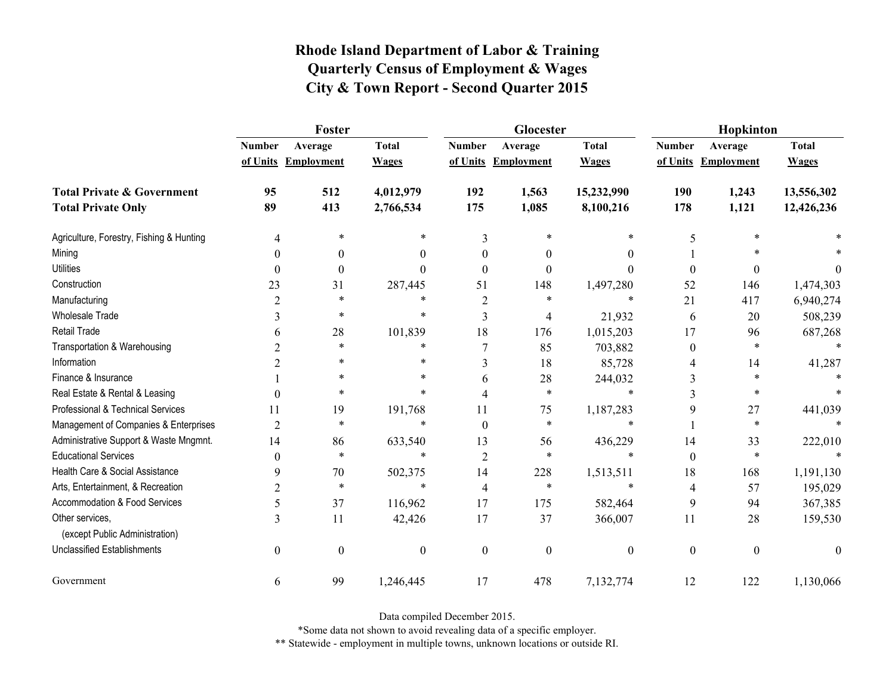# Rhode Island Department of Labor & Training
## Quarterly Census of Employment & Wages
## City & Town Report - Second Quarter 2015

| | Foster | | | Glocester | | | Hopkinton | | |
|---|---|---|---|---|---|---|---|---|---|
| | Number of Units | Average Employment | Total Wages | Number of Units | Average Employment | Total Wages | Number of Units | Average Employment | Total Wages |
| **Total Private & Government** | **95** | **512** | **4,012,979** | **192** | **1,563** | **15,232,990** | **190** | **1,243** | **13,556,302** |
| **Total Private Only** | **89** | **413** | **2,766,534** | **175** | **1,085** | **8,100,216** | **178** | **1,121** | **12,426,236** |
| Agriculture, Forestry, Fishing & Hunting | 4 | * | * | 3 | * | * | 5 | * | * |
| Mining | 0 | 0 | 0 | 0 | 0 | 0 | 1 | * | * |
| Utilities | 0 | 0 | 0 | 0 | 0 | 0 | 0 | 0 | 0 |
| Construction | 23 | 31 | 287,445 | 51 | 148 | 1,497,280 | 52 | 146 | 1,474,303 |
| Manufacturing | 2 | * | * | 2 | * | * | 21 | 417 | 6,940,274 |
| Wholesale Trade | 3 | * | * | 3 | 4 | 21,932 | 6 | 20 | 508,239 |
| Retail Trade | 6 | 28 | 101,839 | 18 | 176 | 1,015,203 | 17 | 96 | 687,268 |
| Transportation & Warehousing | 2 | * | * | 7 | 85 | 703,882 | 0 | * | * |
| Information | 2 | * | * | 3 | 18 | 85,728 | 4 | 14 | 41,287 |
| Finance & Insurance | 1 | * | * | 6 | 28 | 244,032 | 3 | * | * |
| Real Estate & Rental & Leasing | 0 | * | * | 4 | * | * | 3 | * | * |
| Professional & Technical Services | 11 | 19 | 191,768 | 11 | 75 | 1,187,283 | 9 | 27 | 441,039 |
| Management of Companies & Enterprises | 2 | * | * | 0 | * | * | 1 | * | * |
| Administrative Support & Waste Mngmnt. | 14 | 86 | 633,540 | 13 | 56 | 436,229 | 14 | 33 | 222,010 |
| Educational Services | 0 | * | * | 2 | * | * | 0 | * | * |
| Health Care & Social Assistance | 9 | 70 | 502,375 | 14 | 228 | 1,513,511 | 18 | 168 | 1,191,130 |
| Arts, Entertainment, & Recreation | 2 | * | * | 4 | * | * | 4 | 57 | 195,029 |
| Accommodation & Food Services | 5 | 37 | 116,962 | 17 | 175 | 582,464 | 9 | 94 | 367,385 |
| Other services, (except Public Administration) | 3 | 11 | 42,426 | 17 | 37 | 366,007 | 11 | 28 | 159,530 |
| Unclassified Establishments | 0 | 0 | 0 | 0 | 0 | 0 | 0 | 0 | 0 |
| Government | 6 | 99 | 1,246,445 | 17 | 478 | 7,132,774 | 12 | 122 | 1,130,066 |

Data compiled December 2015.

*Some data not shown to avoid revealing data of a specific employer.

** Statewide - employment in multiple towns, unknown locations or outside RI.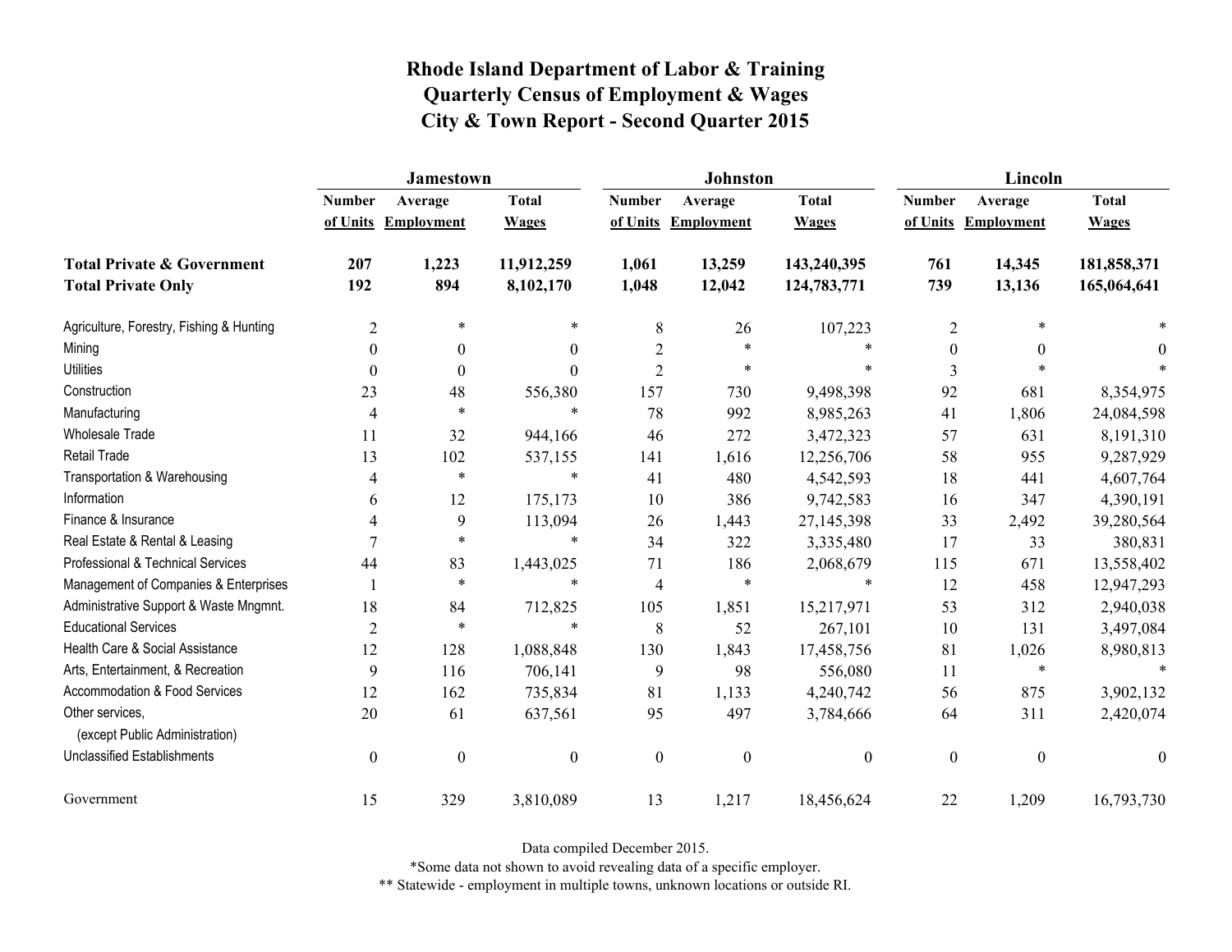# Rhode Island Department of Labor & Training
## Quarterly Census of Employment & Wages
## City & Town Report - Second Quarter 2015

| | Jamestown | | | Johnston | | | Lincoln | | |
|---|---|---|---|---|---|---|---|---|---|
| | Number of Units | Average Employment | Total Wages | Number of Units | Average Employment | Total Wages | Number of Units | Average Employment | Total Wages |
| **Total Private & Government** | **207** | **1,223** | **11,912,259** | **1,061** | **13,259** | **143,240,395** | **761** | **14,345** | **181,858,371** |
| **Total Private Only** | **192** | **894** | **8,102,170** | **1,048** | **12,042** | **124,783,771** | **739** | **13,136** | **165,064,641** |
| Agriculture, Forestry, Fishing & Hunting | 2 | * | * | 8 | 26 | 107,223 | 2 | * | * |
| Mining | 0 | 0 | 0 | 2 | * | * | 0 | 0 | 0 |
| Utilities | 0 | 0 | 0 | 2 | * | * | 3 | * | * |
| Construction | 23 | 48 | 556,380 | 157 | 730 | 9,498,398 | 92 | 681 | 8,354,975 |
| Manufacturing | 4 | * | * | 78 | 992 | 8,985,263 | 41 | 1,806 | 24,084,598 |
| Wholesale Trade | 11 | 32 | 944,166 | 46 | 272 | 3,472,323 | 57 | 631 | 8,191,310 |
| Retail Trade | 13 | 102 | 537,155 | 141 | 1,616 | 12,256,706 | 58 | 955 | 9,287,929 |
| Transportation & Warehousing | 4 | * | * | 41 | 480 | 4,542,593 | 18 | 441 | 4,607,764 |
| Information | 6 | 12 | 175,173 | 10 | 386 | 9,742,583 | 16 | 347 | 4,390,191 |
| Finance & Insurance | 4 | 9 | 113,094 | 26 | 1,443 | 27,145,398 | 33 | 2,492 | 39,280,564 |
| Real Estate & Rental & Leasing | 7 | * | * | 34 | 322 | 3,335,480 | 17 | 33 | 380,831 |
| Professional & Technical Services | 44 | 83 | 1,443,025 | 71 | 186 | 2,068,679 | 115 | 671 | 13,558,402 |
| Management of Companies & Enterprises | 1 | * | * | 4 | * | * | 12 | 458 | 12,947,293 |
| Administrative Support & Waste Mngmnt. | 18 | 84 | 712,825 | 105 | 1,851 | 15,217,971 | 53 | 312 | 2,940,038 |
| Educational Services | 2 | * | * | 8 | 52 | 267,101 | 10 | 131 | 3,497,084 |
| Health Care & Social Assistance | 12 | 128 | 1,088,848 | 130 | 1,843 | 17,458,756 | 81 | 1,026 | 8,980,813 |
| Arts, Entertainment, & Recreation | 9 | 116 | 706,141 | 9 | 98 | 556,080 | 11 | * | * |
| Accommodation & Food Services | 12 | 162 | 735,834 | 81 | 1,133 | 4,240,742 | 56 | 875 | 3,902,132 |
| Other services, (except Public Administration) | 20 | 61 | 637,561 | 95 | 497 | 3,784,666 | 64 | 311 | 2,420,074 |
| Unclassified Establishments | 0 | 0 | 0 | 0 | 0 | 0 | 0 | 0 | 0 |
| Government | 15 | 329 | 3,810,089 | 13 | 1,217 | 18,456,624 | 22 | 1,209 | 16,793,730 |

Data compiled December 2015.

*Some data not shown to avoid revealing data of a specific employer.

** Statewide - employment in multiple towns, unknown locations or outside RI.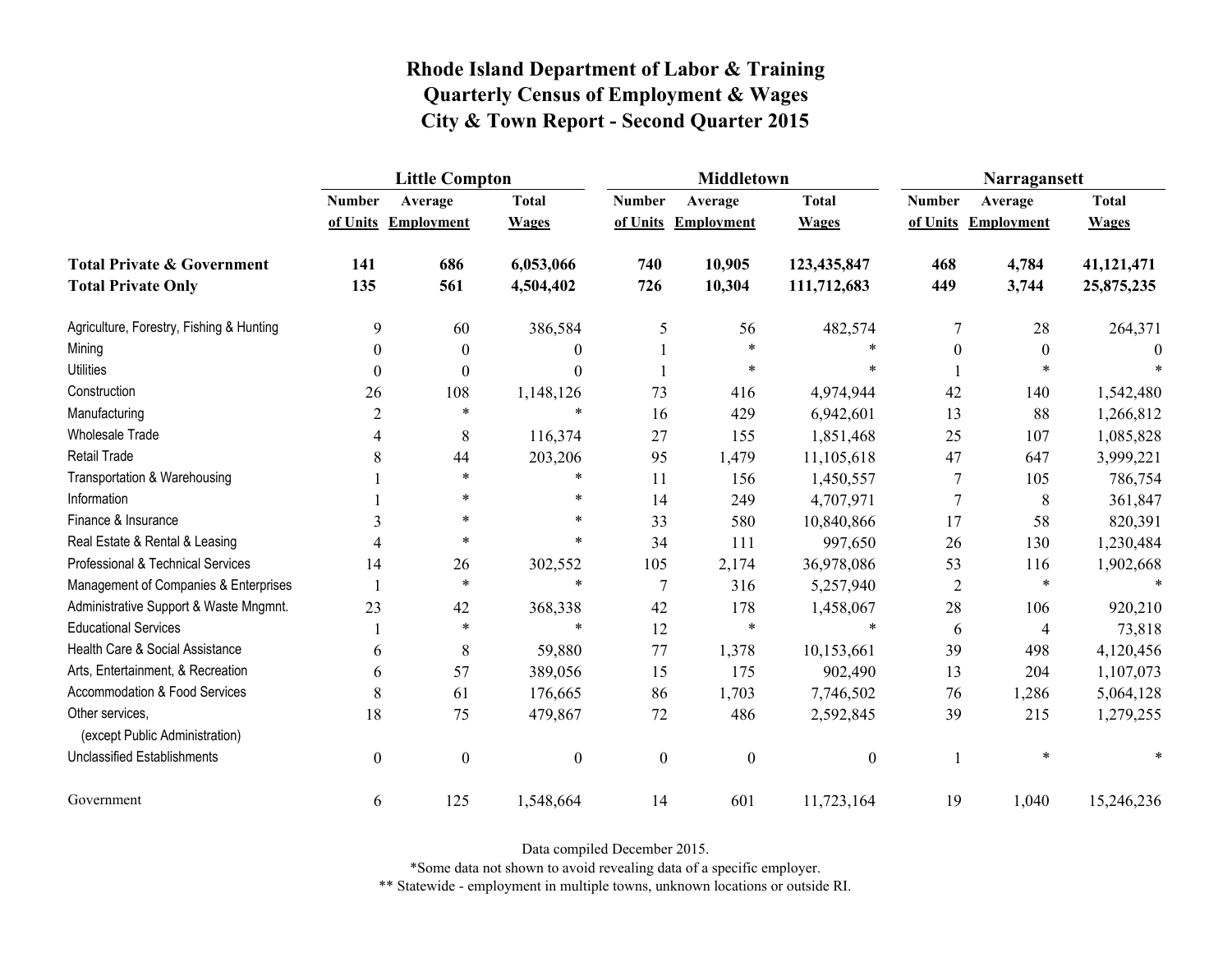# Rhode Island Department of Labor & Training
## Quarterly Census of Employment & Wages
## City & Town Report - Second Quarter 2015

| | Little Compton | | | Middletown | | | Narragansett | | |
|---|---|---|---|---|---|---|---|---|---|
| | Number of Units | Average Employment | Total Wages | Number of Units | Average Employment | Total Wages | Number of Units | Average Employment | Total Wages |
| **Total Private & Government** | **141** | **686** | **6,053,066** | **740** | **10,905** | **123,435,847** | **468** | **4,784** | **41,121,471** |
| **Total Private Only** | **135** | **561** | **4,504,402** | **726** | **10,304** | **111,712,683** | **449** | **3,744** | **25,875,235** |
| Agriculture, Forestry, Fishing & Hunting | 9 | 60 | 386,584 | 5 | 56 | 482,574 | 7 | 28 | 264,371 |
| Mining | 0 | 0 | 0 | 1 | * | * | 0 | 0 | 0 |
| Utilities | 0 | 0 | 0 | 1 | * | * | 1 | * | * |
| Construction | 26 | 108 | 1,148,126 | 73 | 416 | 4,974,944 | 42 | 140 | 1,542,480 |
| Manufacturing | 2 | * | * | 16 | 429 | 6,942,601 | 13 | 88 | 1,266,812 |
| Wholesale Trade | 4 | 8 | 116,374 | 27 | 155 | 1,851,468 | 25 | 107 | 1,085,828 |
| Retail Trade | 8 | 44 | 203,206 | 95 | 1,479 | 11,105,618 | 47 | 647 | 3,999,221 |
| Transportation & Warehousing | 1 | * | * | 11 | 156 | 1,450,557 | 7 | 105 | 786,754 |
| Information | 1 | * | * | 14 | 249 | 4,707,971 | 7 | 8 | 361,847 |
| Finance & Insurance | 3 | * | * | 33 | 580 | 10,840,866 | 17 | 58 | 820,391 |
| Real Estate & Rental & Leasing | 4 | * | * | 34 | 111 | 997,650 | 26 | 130 | 1,230,484 |
| Professional & Technical Services | 14 | 26 | 302,552 | 105 | 2,174 | 36,978,086 | 53 | 116 | 1,902,668 |
| Management of Companies & Enterprises | 1 | * | * | 7 | 316 | 5,257,940 | 2 | * | * |
| Administrative Support & Waste Mngmnt. | 23 | 42 | 368,338 | 42 | 178 | 1,458,067 | 28 | 106 | 920,210 |
| Educational Services | 1 | * | * | 12 | * | * | 6 | 4 | 73,818 |
| Health Care & Social Assistance | 6 | 8 | 59,880 | 77 | 1,378 | 10,153,661 | 39 | 498 | 4,120,456 |
| Arts, Entertainment, & Recreation | 6 | 57 | 389,056 | 15 | 175 | 902,490 | 13 | 204 | 1,107,073 |
| Accommodation & Food Services | 8 | 61 | 176,665 | 86 | 1,703 | 7,746,502 | 76 | 1,286 | 5,064,128 |
| Other services, (except Public Administration) | 18 | 75 | 479,867 | 72 | 486 | 2,592,845 | 39 | 215 | 1,279,255 |
| Unclassified Establishments | 0 | 0 | 0 | 0 | 0 | 0 | 1 | * | * |
| Government | 6 | 125 | 1,548,664 | 14 | 601 | 11,723,164 | 19 | 1,040 | 15,246,236 |

Data compiled December 2015.

*Some data not shown to avoid revealing data of a specific employer.

** Statewide - employment in multiple towns, unknown locations or outside RI.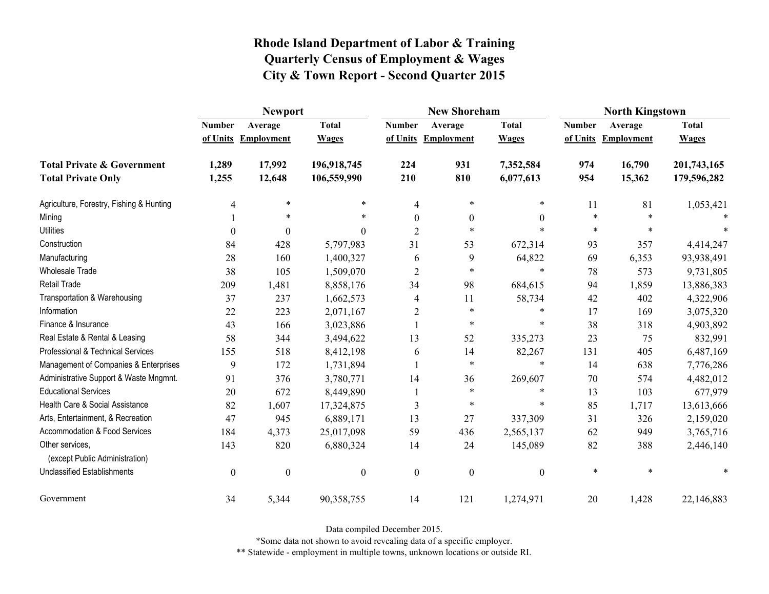# Rhode Island Department of Labor & Training
## Quarterly Census of Employment & Wages
## City & Town Report - Second Quarter 2015

| | Newport | | | New Shoreham | | | North Kingstown | | |
|---|---|---|---|---|---|---|---|---|---|
| | Number of Units | Average Employment | Total Wages | Number of Units | Average Employment | Total Wages | Number of Units | Average Employment | Total Wages |
| **Total Private & Government** | **1,289** | **17,992** | **196,918,745** | **224** | **931** | **7,352,584** | **974** | **16,790** | **201,743,165** |
| **Total Private Only** | **1,255** | **12,648** | **106,559,990** | **210** | **810** | **6,077,613** | **954** | **15,362** | **179,596,282** |
| Agriculture, Forestry, Fishing & Hunting | 4 | * | * | 4 | * | * | 11 | 81 | 1,053,421 |
| Mining | 1 | * | * | 0 | 0 | 0 | * | * | * |
| Utilities | 0 | 0 | 0 | 2 | * | * | * | * | * |
| Construction | 84 | 428 | 5,797,983 | 31 | 53 | 672,314 | 93 | 357 | 4,414,247 |
| Manufacturing | 28 | 160 | 1,400,327 | 6 | 9 | 64,822 | 69 | 6,353 | 93,938,491 |
| Wholesale Trade | 38 | 105 | 1,509,070 | 2 | * | * | 78 | 573 | 9,731,805 |
| Retail Trade | 209 | 1,481 | 8,858,176 | 34 | 98 | 684,615 | 94 | 1,859 | 13,886,383 |
| Transportation & Warehousing | 37 | 237 | 1,662,573 | 4 | 11 | 58,734 | 42 | 402 | 4,322,906 |
| Information | 22 | 223 | 2,071,167 | 2 | * | * | 17 | 169 | 3,075,320 |
| Finance & Insurance | 43 | 166 | 3,023,886 | 1 | * | * | 38 | 318 | 4,903,892 |
| Real Estate & Rental & Leasing | 58 | 344 | 3,494,622 | 13 | 52 | 335,273 | 23 | 75 | 832,991 |
| Professional & Technical Services | 155 | 518 | 8,412,198 | 6 | 14 | 82,267 | 131 | 405 | 6,487,169 |
| Management of Companies & Enterprises | 9 | 172 | 1,731,894 | 1 | * | * | 14 | 638 | 7,776,286 |
| Administrative Support & Waste Mngmnt. | 91 | 376 | 3,780,771 | 14 | 36 | 269,607 | 70 | 574 | 4,482,012 |
| Educational Services | 20 | 672 | 8,449,890 | 1 | * | * | 13 | 103 | 677,979 |
| Health Care & Social Assistance | 82 | 1,607 | 17,324,875 | 3 | * | * | 85 | 1,717 | 13,613,666 |
| Arts, Entertainment, & Recreation | 47 | 945 | 6,889,171 | 13 | 27 | 337,309 | 31 | 326 | 2,159,020 |
| Accommodation & Food Services | 184 | 4,373 | 25,017,098 | 59 | 436 | 2,565,137 | 62 | 949 | 3,765,716 |
| Other services, (except Public Administration) | 143 | 820 | 6,880,324 | 14 | 24 | 145,089 | 82 | 388 | 2,446,140 |
| Unclassified Establishments | 0 | 0 | 0 | 0 | 0 | 0 | * | * | * |
| Government | 34 | 5,344 | 90,358,755 | 14 | 121 | 1,274,971 | 20 | 1,428 | 22,146,883 |

Data compiled December 2015.

*Some data not shown to avoid revealing data of a specific employer.

** Statewide - employment in multiple towns, unknown locations or outside RI.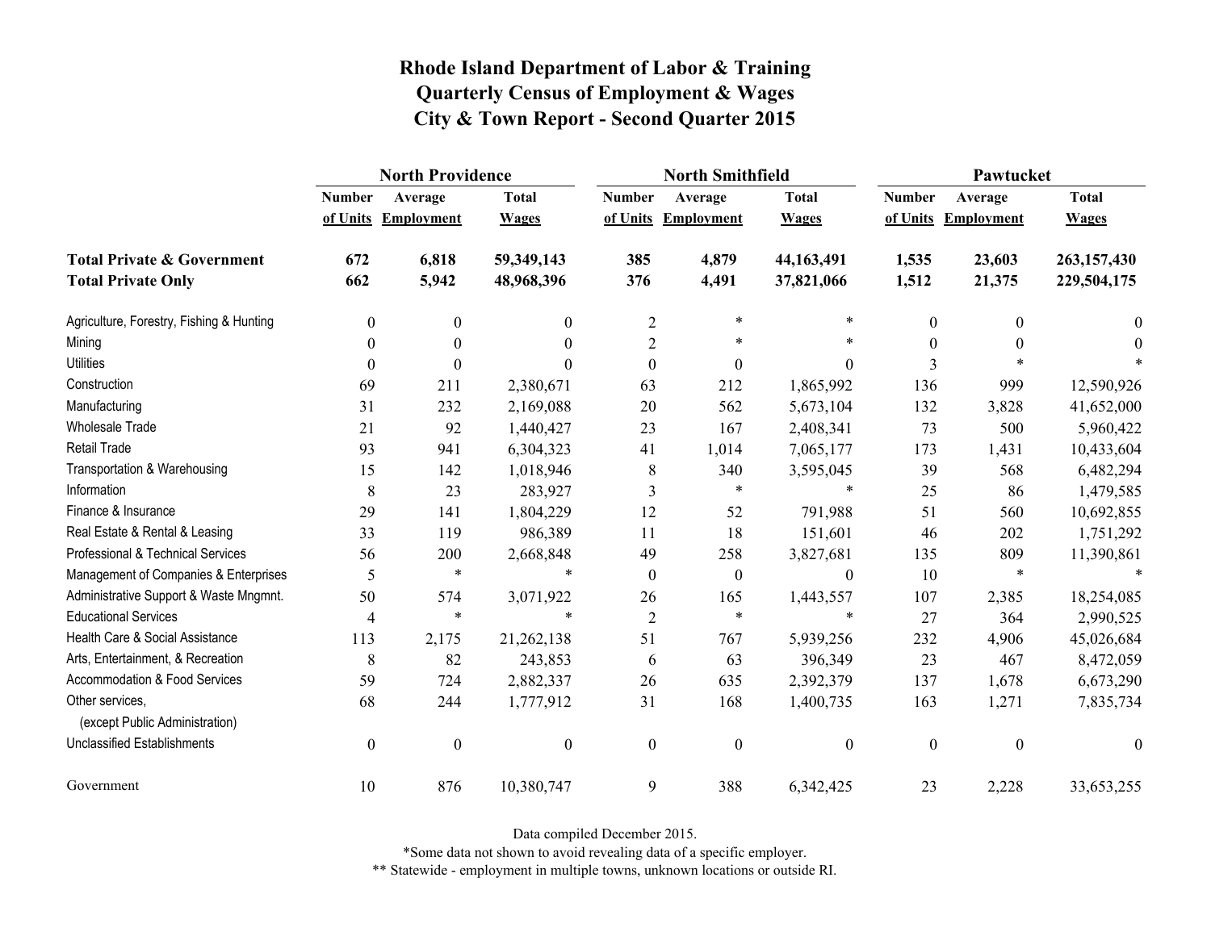# Rhode Island Department of Labor & Training
## Quarterly Census of Employment & Wages
## City & Town Report - Second Quarter 2015

| | North Providence | | | North Smithfield | | | Pawtucket | | |
|---|---|---|---|---|---|---|---|---|---|
| | Number of Units | Average Employment | Total Wages | Number of Units | Average Employment | Total Wages | Number of Units | Average Employment | Total Wages |
| **Total Private & Government** | **672** | **6,818** | **59,349,143** | **385** | **4,879** | **44,163,491** | **1,535** | **23,603** | **263,157,430** |
| **Total Private Only** | **662** | **5,942** | **48,968,396** | **376** | **4,491** | **37,821,066** | **1,512** | **21,375** | **229,504,175** |
| Agriculture, Forestry, Fishing & Hunting | 0 | 0 | 0 | 2 | * | * | 0 | 0 | 0 |
| Mining | 0 | 0 | 0 | 2 | * | * | 0 | 0 | 0 |
| Utilities | 0 | 0 | 0 | 0 | 0 | 0 | 3 | * | * |
| Construction | 69 | 211 | 2,380,671 | 63 | 212 | 1,865,992 | 136 | 999 | 12,590,926 |
| Manufacturing | 31 | 232 | 2,169,088 | 20 | 562 | 5,673,104 | 132 | 3,828 | 41,652,000 |
| Wholesale Trade | 21 | 92 | 1,440,427 | 23 | 167 | 2,408,341 | 73 | 500 | 5,960,422 |
| Retail Trade | 93 | 941 | 6,304,323 | 41 | 1,014 | 7,065,177 | 173 | 1,431 | 10,433,604 |
| Transportation & Warehousing | 15 | 142 | 1,018,946 | 8 | 340 | 3,595,045 | 39 | 568 | 6,482,294 |
| Information | 8 | 23 | 283,927 | 3 | * | * | 25 | 86 | 1,479,585 |
| Finance & Insurance | 29 | 141 | 1,804,229 | 12 | 52 | 791,988 | 51 | 560 | 10,692,855 |
| Real Estate & Rental & Leasing | 33 | 119 | 986,389 | 11 | 18 | 151,601 | 46 | 202 | 1,751,292 |
| Professional & Technical Services | 56 | 200 | 2,668,848 | 49 | 258 | 3,827,681 | 135 | 809 | 11,390,861 |
| Management of Companies & Enterprises | 5 | * | * | 0 | 0 | 0 | 10 | * | * |
| Administrative Support & Waste Mngmnt. | 50 | 574 | 3,071,922 | 26 | 165 | 1,443,557 | 107 | 2,385 | 18,254,085 |
| Educational Services | 4 | * | * | 2 | * | * | 27 | 364 | 2,990,525 |
| Health Care & Social Assistance | 113 | 2,175 | 21,262,138 | 51 | 767 | 5,939,256 | 232 | 4,906 | 45,026,684 |
| Arts, Entertainment, & Recreation | 8 | 82 | 243,853 | 6 | 63 | 396,349 | 23 | 467 | 8,472,059 |
| Accommodation & Food Services | 59 | 724 | 2,882,337 | 26 | 635 | 2,392,379 | 137 | 1,678 | 6,673,290 |
| Other services, (except Public Administration) | 68 | 244 | 1,777,912 | 31 | 168 | 1,400,735 | 163 | 1,271 | 7,835,734 |
| Unclassified Establishments | 0 | 0 | 0 | 0 | 0 | 0 | 0 | 0 | 0 |
| Government | 10 | 876 | 10,380,747 | 9 | 388 | 6,342,425 | 23 | 2,228 | 33,653,255 |

Data compiled December 2015.

*Some data not shown to avoid revealing data of a specific employer.

** Statewide - employment in multiple towns, unknown locations or outside RI.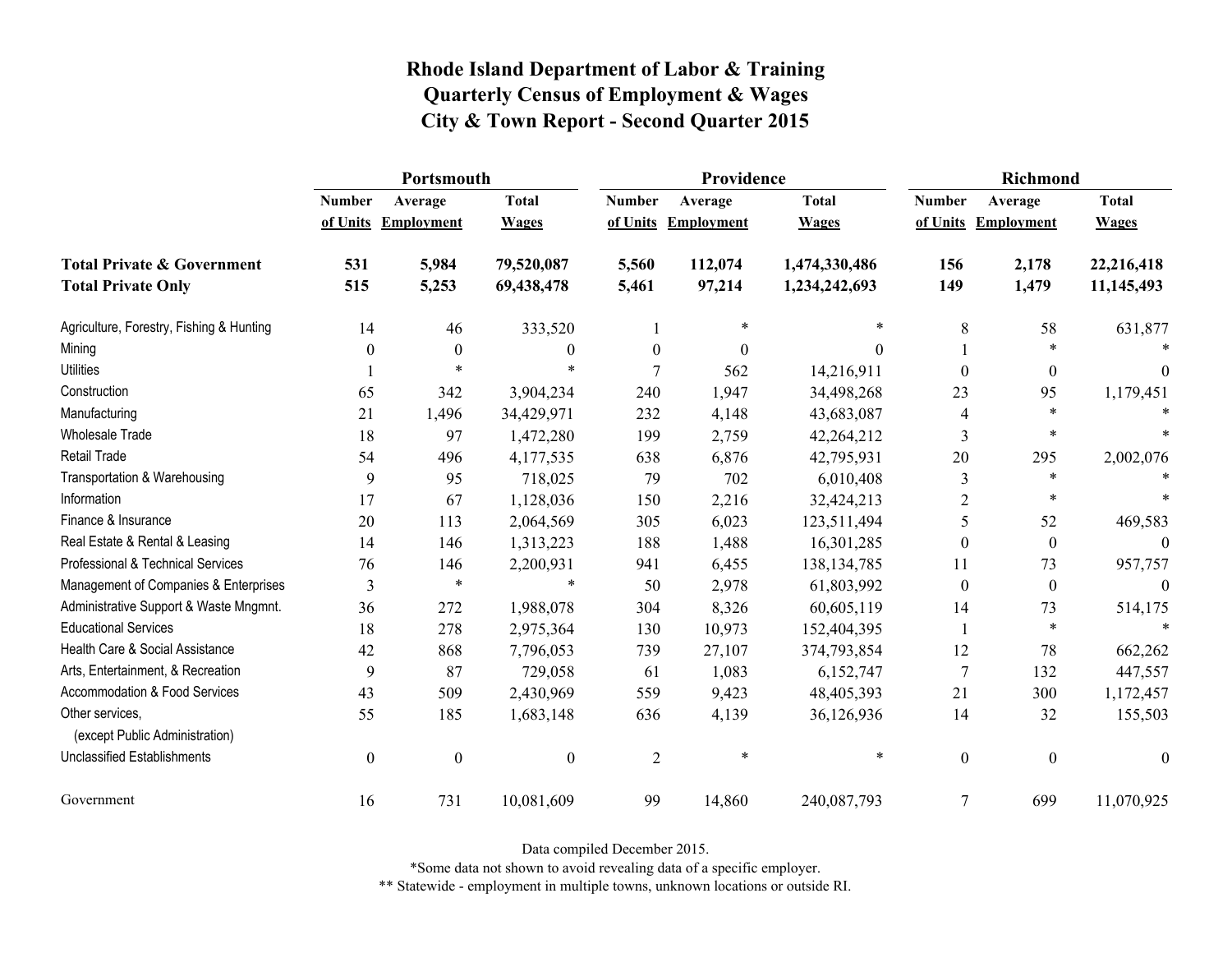# Rhode Island Department of Labor & Training
## Quarterly Census of Employment & Wages
## City & Town Report - Second Quarter 2015

| | Portsmouth | | | Providence | | | Richmond | | |
|---|---|---|---|---|---|---|---|---|---|
| | Number of Units | Average Employment | Total Wages | Number of Units | Average Employment | Total Wages | Number of Units | Average Employment | Total Wages |
| **Total Private & Government** | **531** | **5,984** | **79,520,087** | **5,560** | **112,074** | **1,474,330,486** | **156** | **2,178** | **22,216,418** |
| **Total Private Only** | **515** | **5,253** | **69,438,478** | **5,461** | **97,214** | **1,234,242,693** | **149** | **1,479** | **11,145,493** |
| Agriculture, Forestry, Fishing & Hunting | 14 | 46 | 333,520 | 1 | * | * | 8 | 58 | 631,877 |
| Mining | 0 | 0 | 0 | 0 | 0 | 0 | 1 | * | * |
| Utilities | 1 | * | * | 7 | 562 | 14,216,911 | 0 | 0 | 0 |
| Construction | 65 | 342 | 3,904,234 | 240 | 1,947 | 34,498,268 | 23 | 95 | 1,179,451 |
| Manufacturing | 21 | 1,496 | 34,429,971 | 232 | 4,148 | 43,683,087 | 4 | * | * |
| Wholesale Trade | 18 | 97 | 1,472,280 | 199 | 2,759 | 42,264,212 | 3 | * | * |
| Retail Trade | 54 | 496 | 4,177,535 | 638 | 6,876 | 42,795,931 | 20 | 295 | 2,002,076 |
| Transportation & Warehousing | 9 | 95 | 718,025 | 79 | 702 | 6,010,408 | 3 | * | * |
| Information | 17 | 67 | 1,128,036 | 150 | 2,216 | 32,424,213 | 2 | * | * |
| Finance & Insurance | 20 | 113 | 2,064,569 | 305 | 6,023 | 123,511,494 | 5 | 52 | 469,583 |
| Real Estate & Rental & Leasing | 14 | 146 | 1,313,223 | 188 | 1,488 | 16,301,285 | 0 | 0 | 0 |
| Professional & Technical Services | 76 | 146 | 2,200,931 | 941 | 6,455 | 138,134,785 | 11 | 73 | 957,757 |
| Management of Companies & Enterprises | 3 | * | * | 50 | 2,978 | 61,803,992 | 0 | 0 | 0 |
| Administrative Support & Waste Mngmnt. | 36 | 272 | 1,988,078 | 304 | 8,326 | 60,605,119 | 14 | 73 | 514,175 |
| Educational Services | 18 | 278 | 2,975,364 | 130 | 10,973 | 152,404,395 | 1 | * | * |
| Health Care & Social Assistance | 42 | 868 | 7,796,053 | 739 | 27,107 | 374,793,854 | 12 | 78 | 662,262 |
| Arts, Entertainment, & Recreation | 9 | 87 | 729,058 | 61 | 1,083 | 6,152,747 | 7 | 132 | 447,557 |
| Accommodation & Food Services | 43 | 509 | 2,430,969 | 559 | 9,423 | 48,405,393 | 21 | 300 | 1,172,457 |
| Other services, (except Public Administration) | 55 | 185 | 1,683,148 | 636 | 4,139 | 36,126,936 | 14 | 32 | 155,503 |
| Unclassified Establishments | 0 | 0 | 0 | 2 | * | * | 0 | 0 | 0 |
| Government | 16 | 731 | 10,081,609 | 99 | 14,860 | 240,087,793 | 7 | 699 | 11,070,925 |

Data compiled December 2015.

*Some data not shown to avoid revealing data of a specific employer.

** Statewide - employment in multiple towns, unknown locations or outside RI.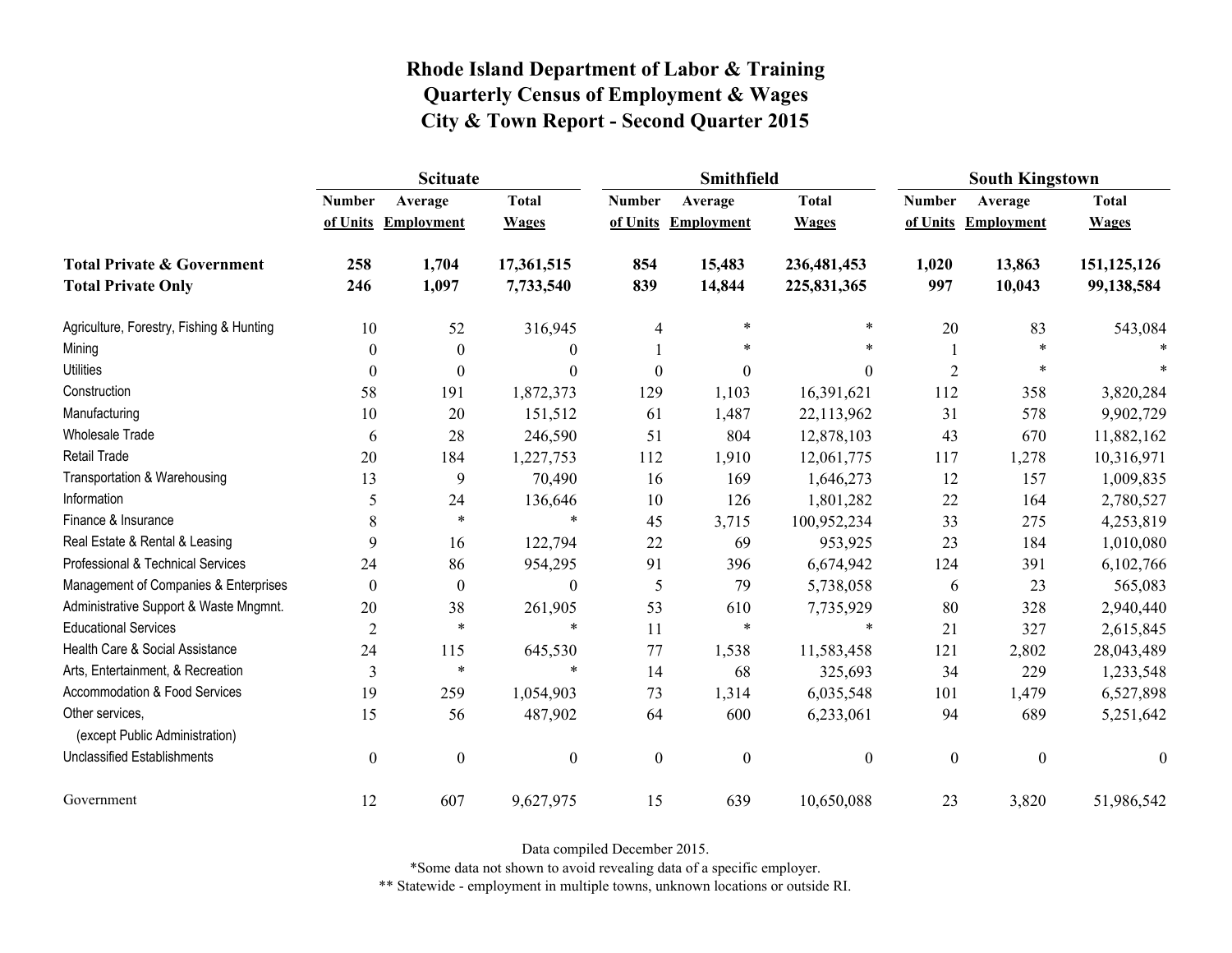# Rhode Island Department of Labor & Training
## Quarterly Census of Employment & Wages
## City & Town Report - Second Quarter 2015

| | Scituate | | | Smithfield | | | South Kingstown | | |
|---|---|---|---|---|---|---|---|---|---|
| | Number of Units | Average Employment | Total Wages | Number of Units | Average Employment | Total Wages | Number of Units | Average Employment | Total Wages |
| **Total Private & Government** | **258** | **1,704** | **17,361,515** | **854** | **15,483** | **236,481,453** | **1,020** | **13,863** | **151,125,126** |
| **Total Private Only** | **246** | **1,097** | **7,733,540** | **839** | **14,844** | **225,831,365** | **997** | **10,043** | **99,138,584** |
| Agriculture, Forestry, Fishing & Hunting | 10 | 52 | 316,945 | 4 | * | * | 20 | 83 | 543,084 |
| Mining | 0 | 0 | 0 | 1 | * | * | 1 | * | * |
| Utilities | 0 | 0 | 0 | 0 | 0 | 0 | 2 | * | * |
| Construction | 58 | 191 | 1,872,373 | 129 | 1,103 | 16,391,621 | 112 | 358 | 3,820,284 |
| Manufacturing | 10 | 20 | 151,512 | 61 | 1,487 | 22,113,962 | 31 | 578 | 9,902,729 |
| Wholesale Trade | 6 | 28 | 246,590 | 51 | 804 | 12,878,103 | 43 | 670 | 11,882,162 |
| Retail Trade | 20 | 184 | 1,227,753 | 112 | 1,910 | 12,061,775 | 117 | 1,278 | 10,316,971 |
| Transportation & Warehousing | 13 | 9 | 70,490 | 16 | 169 | 1,646,273 | 12 | 157 | 1,009,835 |
| Information | 5 | 24 | 136,646 | 10 | 126 | 1,801,282 | 22 | 164 | 2,780,527 |
| Finance & Insurance | 8 | * | * | 45 | 3,715 | 100,952,234 | 33 | 275 | 4,253,819 |
| Real Estate & Rental & Leasing | 9 | 16 | 122,794 | 22 | 69 | 953,925 | 23 | 184 | 1,010,080 |
| Professional & Technical Services | 24 | 86 | 954,295 | 91 | 396 | 6,674,942 | 124 | 391 | 6,102,766 |
| Management of Companies & Enterprises | 0 | 0 | 0 | 5 | 79 | 5,738,058 | 6 | 23 | 565,083 |
| Administrative Support & Waste Mngmnt. | 20 | 38 | 261,905 | 53 | 610 | 7,735,929 | 80 | 328 | 2,940,440 |
| Educational Services | 2 | * | * | 11 | * | * | 21 | 327 | 2,615,845 |
| Health Care & Social Assistance | 24 | 115 | 645,530 | 77 | 1,538 | 11,583,458 | 121 | 2,802 | 28,043,489 |
| Arts, Entertainment, & Recreation | 3 | * | * | 14 | 68 | 325,693 | 34 | 229 | 1,233,548 |
| Accommodation & Food Services | 19 | 259 | 1,054,903 | 73 | 1,314 | 6,035,548 | 101 | 1,479 | 6,527,898 |
| Other services, (except Public Administration) | 15 | 56 | 487,902 | 64 | 600 | 6,233,061 | 94 | 689 | 5,251,642 |
| Unclassified Establishments | 0 | 0 | 0 | 0 | 0 | 0 | 0 | 0 | 0 |
| Government | 12 | 607 | 9,627,975 | 15 | 639 | 10,650,088 | 23 | 3,820 | 51,986,542 |

Data compiled December 2015.

*Some data not shown to avoid revealing data of a specific employer.

** Statewide - employment in multiple towns, unknown locations or outside RI.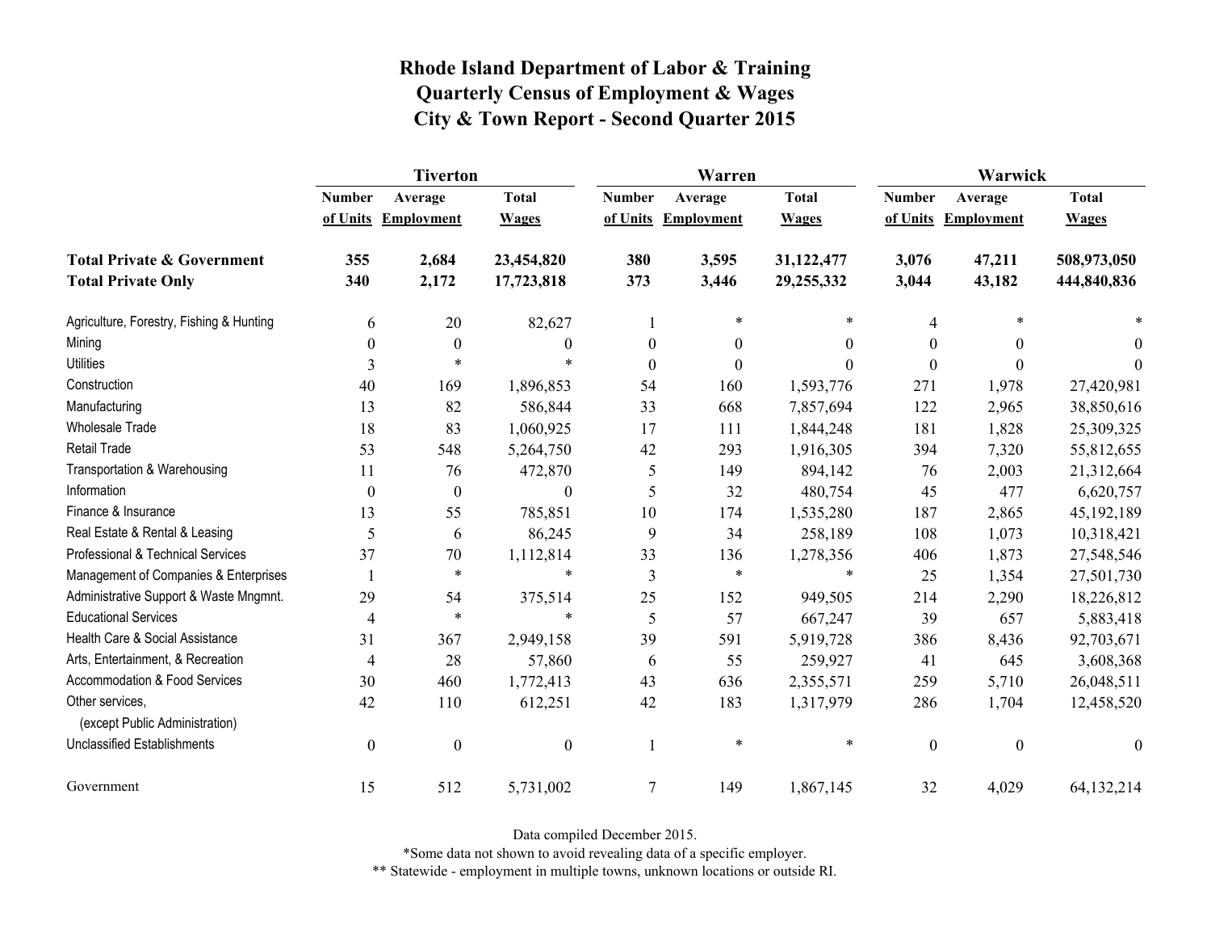# Rhode Island Department of Labor & Training
## Quarterly Census of Employment & Wages
## City & Town Report - Second Quarter 2015

| | Tiverton | | | Warren | | | Warwick | | |
|---|---|---|---|---|---|---|---|---|---|
| | Number of Units | Average Employment | Total Wages | Number of Units | Average Employment | Total Wages | Number of Units | Average Employment | Total Wages |
| **Total Private & Government** | **355** | **2,684** | **23,454,820** | **380** | **3,595** | **31,122,477** | **3,076** | **47,211** | **508,973,050** |
| **Total Private Only** | **340** | **2,172** | **17,723,818** | **373** | **3,446** | **29,255,332** | **3,044** | **43,182** | **444,840,836** |
| Agriculture, Forestry, Fishing & Hunting | 6 | 20 | 82,627 | 1 | * | * | 4 | * | * |
| Mining | 0 | 0 | 0 | 0 | 0 | 0 | 0 | 0 | 0 |
| Utilities | 3 | * | * | 0 | 0 | 0 | 0 | 0 | 0 |
| Construction | 40 | 169 | 1,896,853 | 54 | 160 | 1,593,776 | 271 | 1,978 | 27,420,981 |
| Manufacturing | 13 | 82 | 586,844 | 33 | 668 | 7,857,694 | 122 | 2,965 | 38,850,616 |
| Wholesale Trade | 18 | 83 | 1,060,925 | 17 | 111 | 1,844,248 | 181 | 1,828 | 25,309,325 |
| Retail Trade | 53 | 548 | 5,264,750 | 42 | 293 | 1,916,305 | 394 | 7,320 | 55,812,655 |
| Transportation & Warehousing | 11 | 76 | 472,870 | 5 | 149 | 894,142 | 76 | 2,003 | 21,312,664 |
| Information | 0 | 0 | 0 | 5 | 32 | 480,754 | 45 | 477 | 6,620,757 |
| Finance & Insurance | 13 | 55 | 785,851 | 10 | 174 | 1,535,280 | 187 | 2,865 | 45,192,189 |
| Real Estate & Rental & Leasing | 5 | 6 | 86,245 | 9 | 34 | 258,189 | 108 | 1,073 | 10,318,421 |
| Professional & Technical Services | 37 | 70 | 1,112,814 | 33 | 136 | 1,278,356 | 406 | 1,873 | 27,548,546 |
| Management of Companies & Enterprises | 1 | * | * | 3 | * | * | 25 | 1,354 | 27,501,730 |
| Administrative Support & Waste Mngmnt. | 29 | 54 | 375,514 | 25 | 152 | 949,505 | 214 | 2,290 | 18,226,812 |
| Educational Services | 4 | * | * | 5 | 57 | 667,247 | 39 | 657 | 5,883,418 |
| Health Care & Social Assistance | 31 | 367 | 2,949,158 | 39 | 591 | 5,919,728 | 386 | 8,436 | 92,703,671 |
| Arts, Entertainment, & Recreation | 4 | 28 | 57,860 | 6 | 55 | 259,927 | 41 | 645 | 3,608,368 |
| Accommodation & Food Services | 30 | 460 | 1,772,413 | 43 | 636 | 2,355,571 | 259 | 5,710 | 26,048,511 |
| Other services, (except Public Administration) | 42 | 110 | 612,251 | 42 | 183 | 1,317,979 | 286 | 1,704 | 12,458,520 |
| Unclassified Establishments | 0 | 0 | 0 | 1 | * | * | 0 | 0 | 0 |
| Government | 15 | 512 | 5,731,002 | 7 | 149 | 1,867,145 | 32 | 4,029 | 64,132,214 |

Data compiled December 2015.

*Some data not shown to avoid revealing data of a specific employer.

** Statewide - employment in multiple towns, unknown locations or outside RI.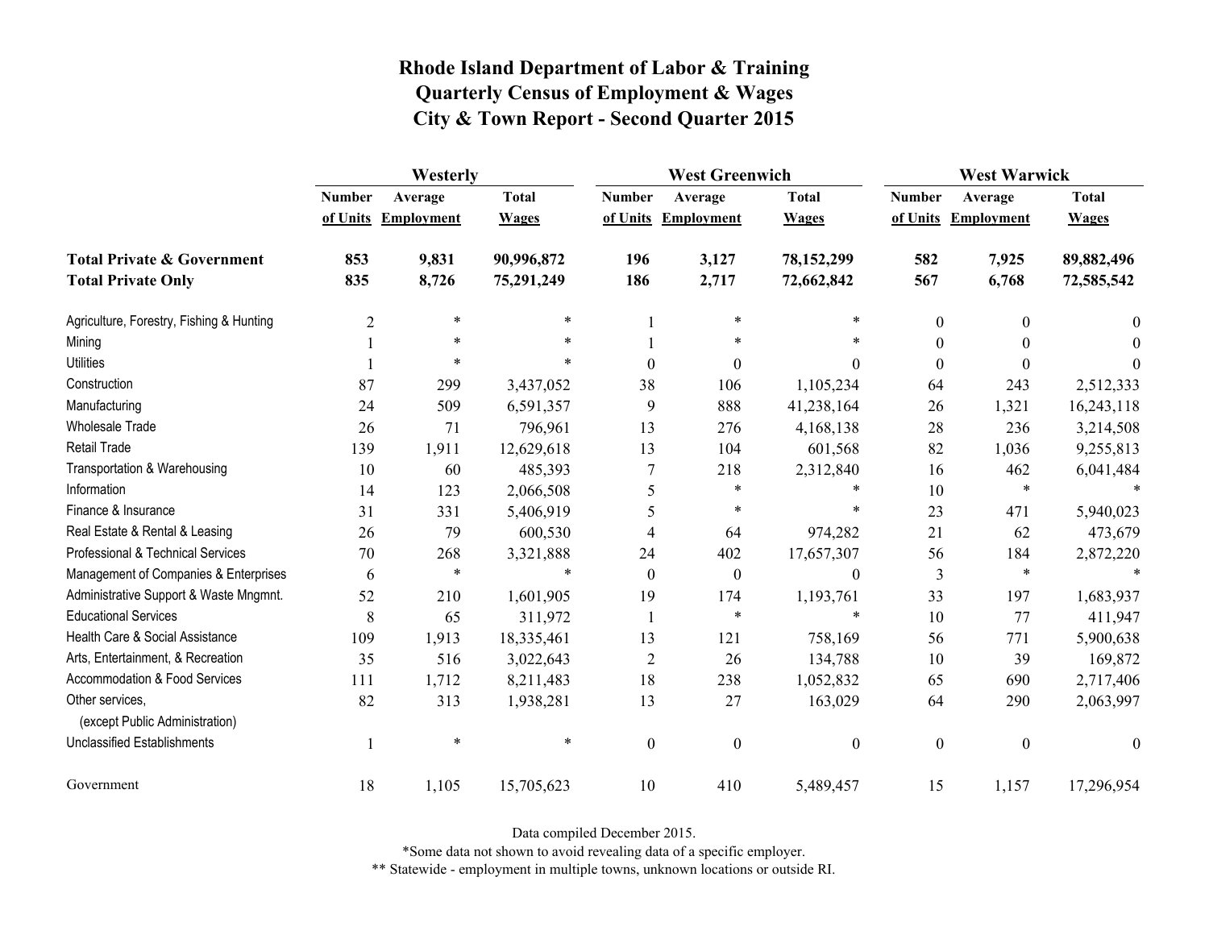# Rhode Island Department of Labor & Training
## Quarterly Census of Employment & Wages
## City & Town Report - Second Quarter 2015

| | Westerly | | | West Greenwich | | | West Warwick | | |
|---|---|---|---|---|---|---|---|---|---|
| | Number of Units | Average Employment | Total Wages | Number of Units | Average Employment | Total Wages | Number of Units | Average Employment | Total Wages |
| **Total Private & Government** | **853** | **9,831** | **90,996,872** | **196** | **3,127** | **78,152,299** | **582** | **7,925** | **89,882,496** |
| **Total Private Only** | **835** | **8,726** | **75,291,249** | **186** | **2,717** | **72,662,842** | **567** | **6,768** | **72,585,542** |
| Agriculture, Forestry, Fishing & Hunting | 2 | * | * | 1 | * | * | 0 | 0 | 0 |
| Mining | 1 | * | * | 1 | * | * | 0 | 0 | 0 |
| Utilities | 1 | * | * | 0 | 0 | 0 | 0 | 0 | 0 |
| Construction | 87 | 299 | 3,437,052 | 38 | 106 | 1,105,234 | 64 | 243 | 2,512,333 |
| Manufacturing | 24 | 509 | 6,591,357 | 9 | 888 | 41,238,164 | 26 | 1,321 | 16,243,118 |
| Wholesale Trade | 26 | 71 | 796,961 | 13 | 276 | 4,168,138 | 28 | 236 | 3,214,508 |
| Retail Trade | 139 | 1,911 | 12,629,618 | 13 | 104 | 601,568 | 82 | 1,036 | 9,255,813 |
| Transportation & Warehousing | 10 | 60 | 485,393 | 7 | 218 | 2,312,840 | 16 | 462 | 6,041,484 |
| Information | 14 | 123 | 2,066,508 | 5 | * | * | 10 | * | * |
| Finance & Insurance | 31 | 331 | 5,406,919 | 5 | * | * | 23 | 471 | 5,940,023 |
| Real Estate & Rental & Leasing | 26 | 79 | 600,530 | 4 | 64 | 974,282 | 21 | 62 | 473,679 |
| Professional & Technical Services | 70 | 268 | 3,321,888 | 24 | 402 | 17,657,307 | 56 | 184 | 2,872,220 |
| Management of Companies & Enterprises | 6 | * | * | 0 | 0 | 0 | 3 | * | * |
| Administrative Support & Waste Mngmnt. | 52 | 210 | 1,601,905 | 19 | 174 | 1,193,761 | 33 | 197 | 1,683,937 |
| Educational Services | 8 | 65 | 311,972 | 1 | * | * | 10 | 77 | 411,947 |
| Health Care & Social Assistance | 109 | 1,913 | 18,335,461 | 13 | 121 | 758,169 | 56 | 771 | 5,900,638 |
| Arts, Entertainment, & Recreation | 35 | 516 | 3,022,643 | 2 | 26 | 134,788 | 10 | 39 | 169,872 |
| Accommodation & Food Services | 111 | 1,712 | 8,211,483 | 18 | 238 | 1,052,832 | 65 | 690 | 2,717,406 |
| Other services, (except Public Administration) | 82 | 313 | 1,938,281 | 13 | 27 | 163,029 | 64 | 290 | 2,063,997 |
| Unclassified Establishments | 1 | * | * | 0 | 0 | 0 | 0 | 0 | 0 |
| Government | 18 | 1,105 | 15,705,623 | 10 | 410 | 5,489,457 | 15 | 1,157 | 17,296,954 |

Data compiled December 2015.

*Some data not shown to avoid revealing data of a specific employer.

** Statewide - employment in multiple towns, unknown locations or outside RI.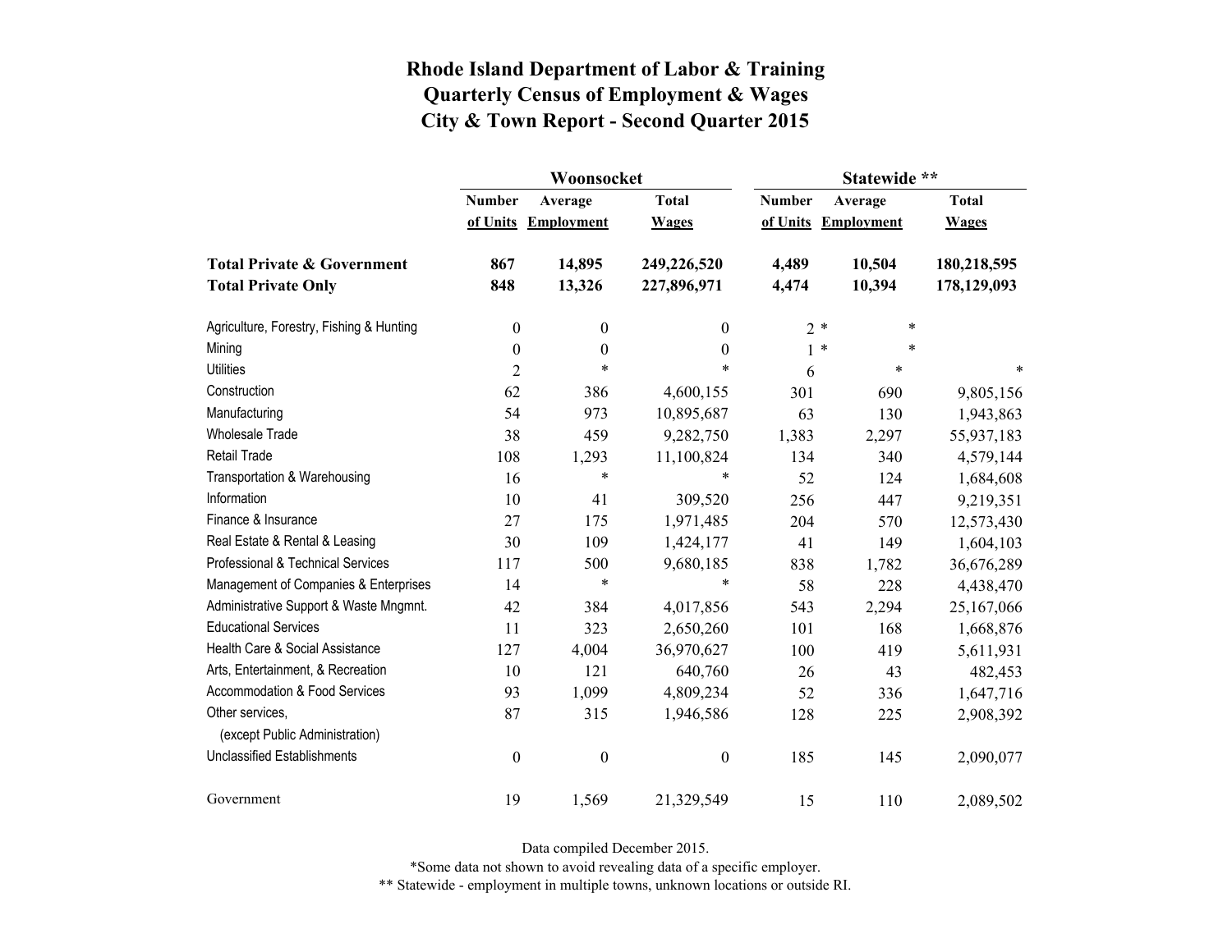# Rhode Island Department of Labor & Training
# Quarterly Census of Employment & Wages
# City & Town Report - Second Quarter 2015

| | Woonsocket | | | Statewide ** | | |
|---|---|---|---|---|---|---|
| | Number of Units | Average Employment | Total Wages | Number of Units | Average Employment | Total Wages |
| **Total Private & Government** | **867** | **14,895** | **249,226,520** | **4,489** | **10,504** | **180,218,595** |
| **Total Private Only** | **848** | **13,326** | **227,896,971** | **4,474** | **10,394** | **178,129,093** |
| Agriculture, Forestry, Fishing & Hunting | 0 | 0 | 0 | 2 * | * | |
| Mining | 0 | 0 | 0 | 1 * | * | |
| Utilities | 2 | * | * | 6 | * | * |
| Construction | 62 | 386 | 4,600,155 | 301 | 690 | 9,805,156 |
| Manufacturing | 54 | 973 | 10,895,687 | 63 | 130 | 1,943,863 |
| Wholesale Trade | 38 | 459 | 9,282,750 | 1,383 | 2,297 | 55,937,183 |
| Retail Trade | 108 | 1,293 | 11,100,824 | 134 | 340 | 4,579,144 |
| Transportation & Warehousing | 16 | * | * | 52 | 124 | 1,684,608 |
| Information | 10 | 41 | 309,520 | 256 | 447 | 9,219,351 |
| Finance & Insurance | 27 | 175 | 1,971,485 | 204 | 570 | 12,573,430 |
| Real Estate & Rental & Leasing | 30 | 109 | 1,424,177 | 41 | 149 | 1,604,103 |
| Professional & Technical Services | 117 | 500 | 9,680,185 | 838 | 1,782 | 36,676,289 |
| Management of Companies & Enterprises | 14 | * | * | 58 | 228 | 4,438,470 |
| Administrative Support & Waste Mngmnt. | 42 | 384 | 4,017,856 | 543 | 2,294 | 25,167,066 |
| Educational Services | 11 | 323 | 2,650,260 | 101 | 168 | 1,668,876 |
| Health Care & Social Assistance | 127 | 4,004 | 36,970,627 | 100 | 419 | 5,611,931 |
| Arts, Entertainment, & Recreation | 10 | 121 | 640,760 | 26 | 43 | 482,453 |
| Accommodation & Food Services | 93 | 1,099 | 4,809,234 | 52 | 336 | 1,647,716 |
| Other services, (except Public Administration) | 87 | 315 | 1,946,586 | 128 | 225 | 2,908,392 |
| Unclassified Establishments | 0 | 0 | 0 | 185 | 145 | 2,090,077 |
| Government | 19 | 1,569 | 21,329,549 | 15 | 110 | 2,089,502 |

Data compiled December 2015.

*Some data not shown to avoid revealing data of a specific employer.

** Statewide - employment in multiple towns, unknown locations or outside RI.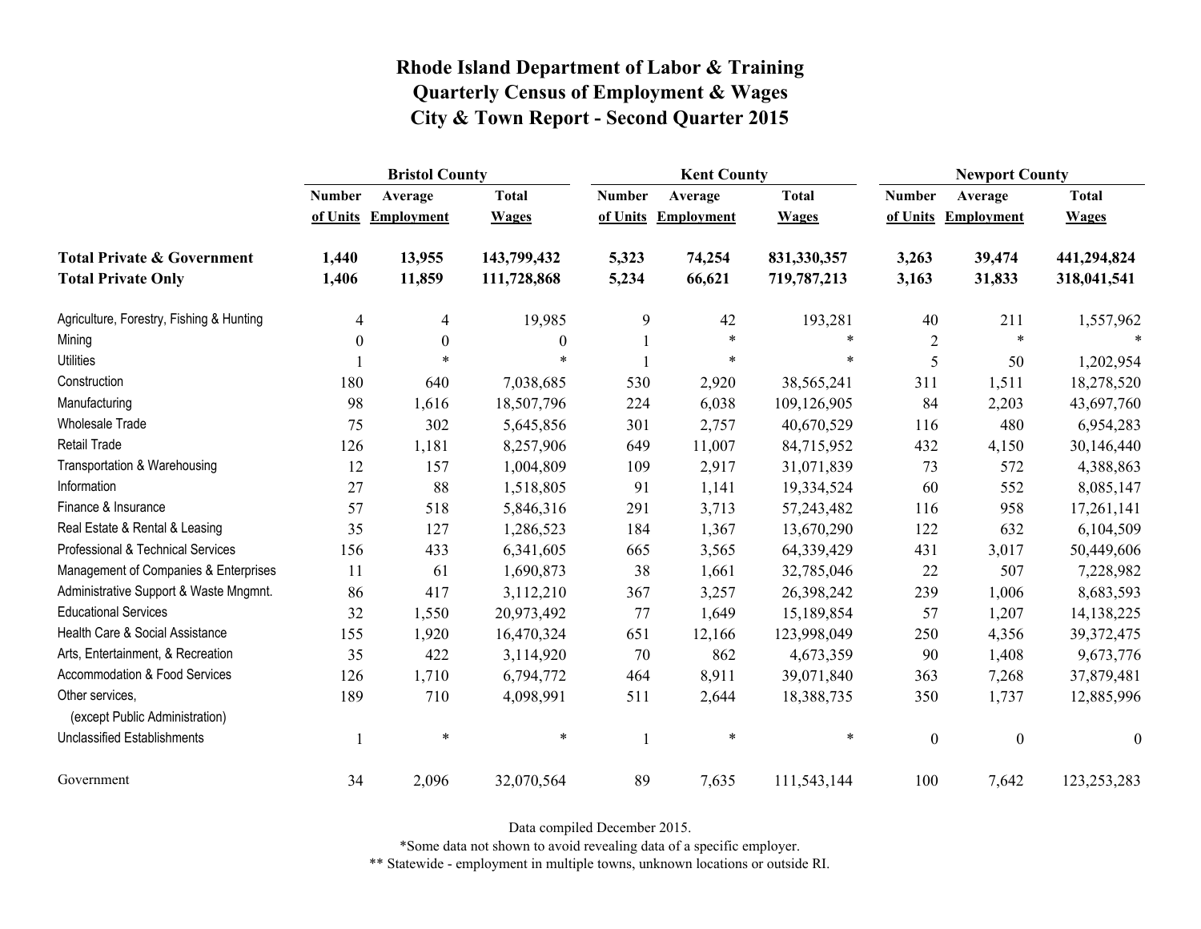# Rhode Island Department of Labor & Training
## Quarterly Census of Employment & Wages
## City & Town Report - Second Quarter 2015

| | Bristol County | | | Kent County | | | Newport County | | |
|---|---|---|---|---|---|---|---|---|---|
| | Number of Units | Average Employment | Total Wages | Number of Units | Average Employment | Total Wages | Number of Units | Average Employment | Total Wages |
| **Total Private & Government** | **1,440** | **13,955** | **143,799,432** | **5,323** | **74,254** | **831,330,357** | **3,263** | **39,474** | **441,294,824** |
| **Total Private Only** | **1,406** | **11,859** | **111,728,868** | **5,234** | **66,621** | **719,787,213** | **3,163** | **31,833** | **318,041,541** |
| Agriculture, Forestry, Fishing & Hunting | 4 | 4 | 19,985 | 9 | 42 | 193,281 | 40 | 211 | 1,557,962 |
| Mining | 0 | 0 | 0 | 1 | * | * | 2 | * | * |
| Utilities | 1 | * | * | 1 | * | * | 5 | 50 | 1,202,954 |
| Construction | 180 | 640 | 7,038,685 | 530 | 2,920 | 38,565,241 | 311 | 1,511 | 18,278,520 |
| Manufacturing | 98 | 1,616 | 18,507,796 | 224 | 6,038 | 109,126,905 | 84 | 2,203 | 43,697,760 |
| Wholesale Trade | 75 | 302 | 5,645,856 | 301 | 2,757 | 40,670,529 | 116 | 480 | 6,954,283 |
| Retail Trade | 126 | 1,181 | 8,257,906 | 649 | 11,007 | 84,715,952 | 432 | 4,150 | 30,146,440 |
| Transportation & Warehousing | 12 | 157 | 1,004,809 | 109 | 2,917 | 31,071,839 | 73 | 572 | 4,388,863 |
| Information | 27 | 88 | 1,518,805 | 91 | 1,141 | 19,334,524 | 60 | 552 | 8,085,147 |
| Finance & Insurance | 57 | 518 | 5,846,316 | 291 | 3,713 | 57,243,482 | 116 | 958 | 17,261,141 |
| Real Estate & Rental & Leasing | 35 | 127 | 1,286,523 | 184 | 1,367 | 13,670,290 | 122 | 632 | 6,104,509 |
| Professional & Technical Services | 156 | 433 | 6,341,605 | 665 | 3,565 | 64,339,429 | 431 | 3,017 | 50,449,606 |
| Management of Companies & Enterprises | 11 | 61 | 1,690,873 | 38 | 1,661 | 32,785,046 | 22 | 507 | 7,228,982 |
| Administrative Support & Waste Mngmnt. | 86 | 417 | 3,112,210 | 367 | 3,257 | 26,398,242 | 239 | 1,006 | 8,683,593 |
| Educational Services | 32 | 1,550 | 20,973,492 | 77 | 1,649 | 15,189,854 | 57 | 1,207 | 14,138,225 |
| Health Care & Social Assistance | 155 | 1,920 | 16,470,324 | 651 | 12,166 | 123,998,049 | 250 | 4,356 | 39,372,475 |
| Arts, Entertainment, & Recreation | 35 | 422 | 3,114,920 | 70 | 862 | 4,673,359 | 90 | 1,408 | 9,673,776 |
| Accommodation & Food Services | 126 | 1,710 | 6,794,772 | 464 | 8,911 | 39,071,840 | 363 | 7,268 | 37,879,481 |
| Other services, (except Public Administration) | 189 | 710 | 4,098,991 | 511 | 2,644 | 18,388,735 | 350 | 1,737 | 12,885,996 |
| Unclassified Establishments | 1 | * | * | 1 | * | * | 0 | 0 | 0 |
| Government | 34 | 2,096 | 32,070,564 | 89 | 7,635 | 111,543,144 | 100 | 7,642 | 123,253,283 |

Data compiled December 2015.

*Some data not shown to avoid revealing data of a specific employer.

** Statewide - employment in multiple towns, unknown locations or outside RI.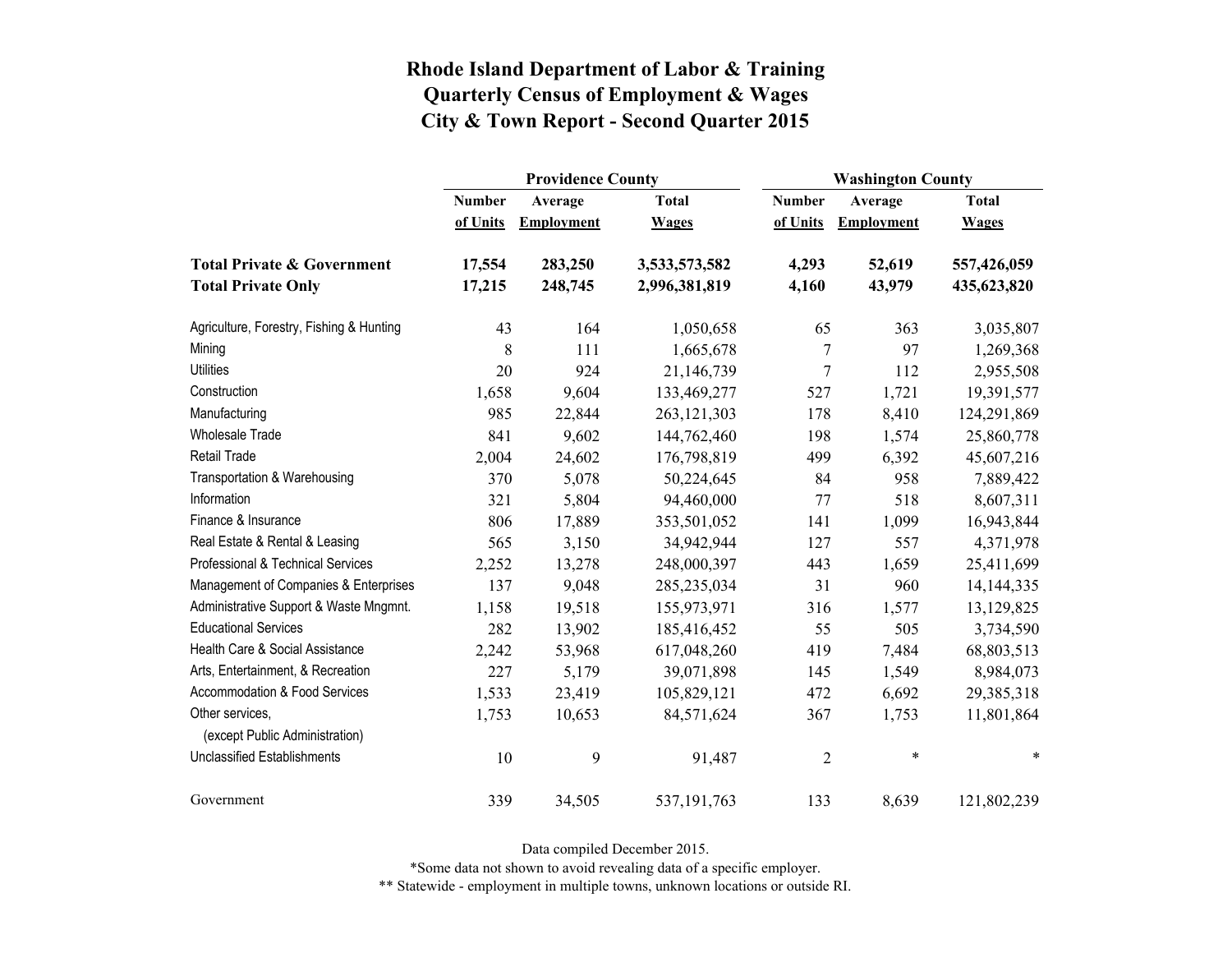# Rhode Island Department of Labor & Training
## Quarterly Census of Employment & Wages
## City & Town Report - Second Quarter 2015

| | Providence County | | | Washington County | | |
|---|---|---|---|---|---|---|
| | Number of Units | Average Employment | Total Wages | Number of Units | Average Employment | Total Wages |
| **Total Private & Government** | **17,554** | **283,250** | **3,533,573,582** | **4,293** | **52,619** | **557,426,059** |
| **Total Private Only** | **17,215** | **248,745** | **2,996,381,819** | **4,160** | **43,979** | **435,623,820** |
| Agriculture, Forestry, Fishing & Hunting | 43 | 164 | 1,050,658 | 65 | 363 | 3,035,807 |
| Mining | 8 | 111 | 1,665,678 | 7 | 97 | 1,269,368 |
| Utilities | 20 | 924 | 21,146,739 | 7 | 112 | 2,955,508 |
| Construction | 1,658 | 9,604 | 133,469,277 | 527 | 1,721 | 19,391,577 |
| Manufacturing | 985 | 22,844 | 263,121,303 | 178 | 8,410 | 124,291,869 |
| Wholesale Trade | 841 | 9,602 | 144,762,460 | 198 | 1,574 | 25,860,778 |
| Retail Trade | 2,004 | 24,602 | 176,798,819 | 499 | 6,392 | 45,607,216 |
| Transportation & Warehousing | 370 | 5,078 | 50,224,645 | 84 | 958 | 7,889,422 |
| Information | 321 | 5,804 | 94,460,000 | 77 | 518 | 8,607,311 |
| Finance & Insurance | 806 | 17,889 | 353,501,052 | 141 | 1,099 | 16,943,844 |
| Real Estate & Rental & Leasing | 565 | 3,150 | 34,942,944 | 127 | 557 | 4,371,978 |
| Professional & Technical Services | 2,252 | 13,278 | 248,000,397 | 443 | 1,659 | 25,411,699 |
| Management of Companies & Enterprises | 137 | 9,048 | 285,235,034 | 31 | 960 | 14,144,335 |
| Administrative Support & Waste Mngmnt. | 1,158 | 19,518 | 155,973,971 | 316 | 1,577 | 13,129,825 |
| Educational Services | 282 | 13,902 | 185,416,452 | 55 | 505 | 3,734,590 |
| Health Care & Social Assistance | 2,242 | 53,968 | 617,048,260 | 419 | 7,484 | 68,803,513 |
| Arts, Entertainment, & Recreation | 227 | 5,179 | 39,071,898 | 145 | 1,549 | 8,984,073 |
| Accommodation & Food Services | 1,533 | 23,419 | 105,829,121 | 472 | 6,692 | 29,385,318 |
| Other services, (except Public Administration) | 1,753 | 10,653 | 84,571,624 | 367 | 1,753 | 11,801,864 |
| Unclassified Establishments | 10 | 9 | 91,487 | 2 | * | * |
| Government | 339 | 34,505 | 537,191,763 | 133 | 8,639 | 121,802,239 |

Data compiled December 2015.

*Some data not shown to avoid revealing data of a specific employer.

** Statewide - employment in multiple towns, unknown locations or outside RI.